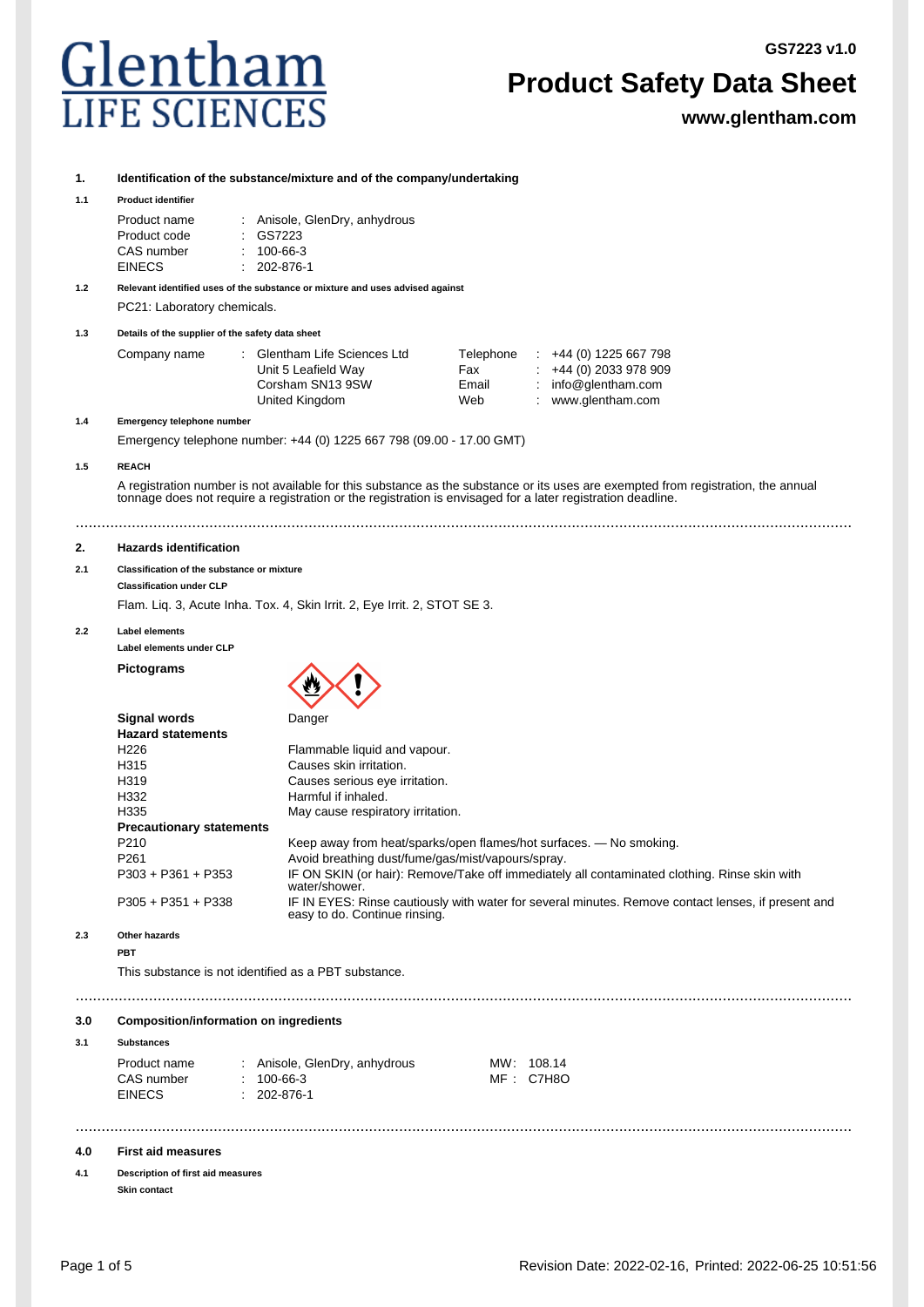# Glentham LIFE SCIENCES

GS7223 v1.0

# Product Safety Data Sheet

www.glentham.com

## 1. Identification of the substance/mixture and of the company/undertaking

### 1.1 Product identifier

| | | |
|---|---|---|
| Product name | : | Anisole, GlenDry, anhydrous |
| Product code | : | GS7223 |
| CAS number | : | 100-66-3 |
| EINECS | : | 202-876-1 |

### 1.2 Relevant identified uses of the substance or mixture and uses advised against

PC21: Laboratory chemicals.

### 1.3 Details of the supplier of the safety data sheet

| | | | | | |
|---|---|---|---|---|---|
| Company name | : | Glentham Life Sciences Ltd | Telephone | : | +44 (0) 1225 667 798 |
| | | Unit 5 Leafield Way | Fax | : | +44 (0) 2033 978 909 |
| | | Corsham SN13 9SW | Email | : | info@glentham.com |
| | | United Kingdom | Web | : | www.glentham.com |

### 1.4 Emergency telephone number

Emergency telephone number: +44 (0) 1225 667 798 (09.00 - 17.00 GMT)

### 1.5 REACH

A registration number is not available for this substance as the substance or its uses are exempted from registration, the annual tonnage does not require a registration or the registration is envisaged for a later registration deadline.

## 2. Hazards identification

### 2.1 Classification of the substance or mixture

**Classification under CLP**

Flam. Liq. 3, Acute Inha. Tox. 4, Skin Irrit. 2, Eye Irrit. 2, STOT SE 3.

### 2.2 Label elements

**Label elements under CLP**

**Pictograms**

**Signal words** Danger

**Hazard statements**

| | |
|---|---|
| H226 | Flammable liquid and vapour. |
| H315 | Causes skin irritation. |
| H319 | Causes serious eye irritation. |
| H332 | Harmful if inhaled. |
| H335 | May cause respiratory irritation. |

**Precautionary statements**

| | |
|---|---|
| P210 | Keep away from heat/sparks/open flames/hot surfaces. — No smoking. |
| P261 | Avoid breathing dust/fume/gas/mist/vapours/spray. |
| P303 + P361 + P353 | IF ON SKIN (or hair): Remove/Take off immediately all contaminated clothing. Rinse skin with water/shower. |
| P305 + P351 + P338 | IF IN EYES: Rinse cautiously with water for several minutes. Remove contact lenses, if present and easy to do. Continue rinsing. |

### 2.3 Other hazards

**PBT**

This substance is not identified as a PBT substance.

## 3.0 Composition/information on ingredients

### 3.1 Substances

| | | | | |
|---|---|---|---|---|
| Product name | : | Anisole, GlenDry, anhydrous | MW: | 108.14 |
| CAS number | : | 100-66-3 | MF : | $C_7H_8O$ |
| EINECS | : | 202-876-1 | | |

## 4.0 First aid measures

### 4.1 Description of first aid measures

**Skin contact**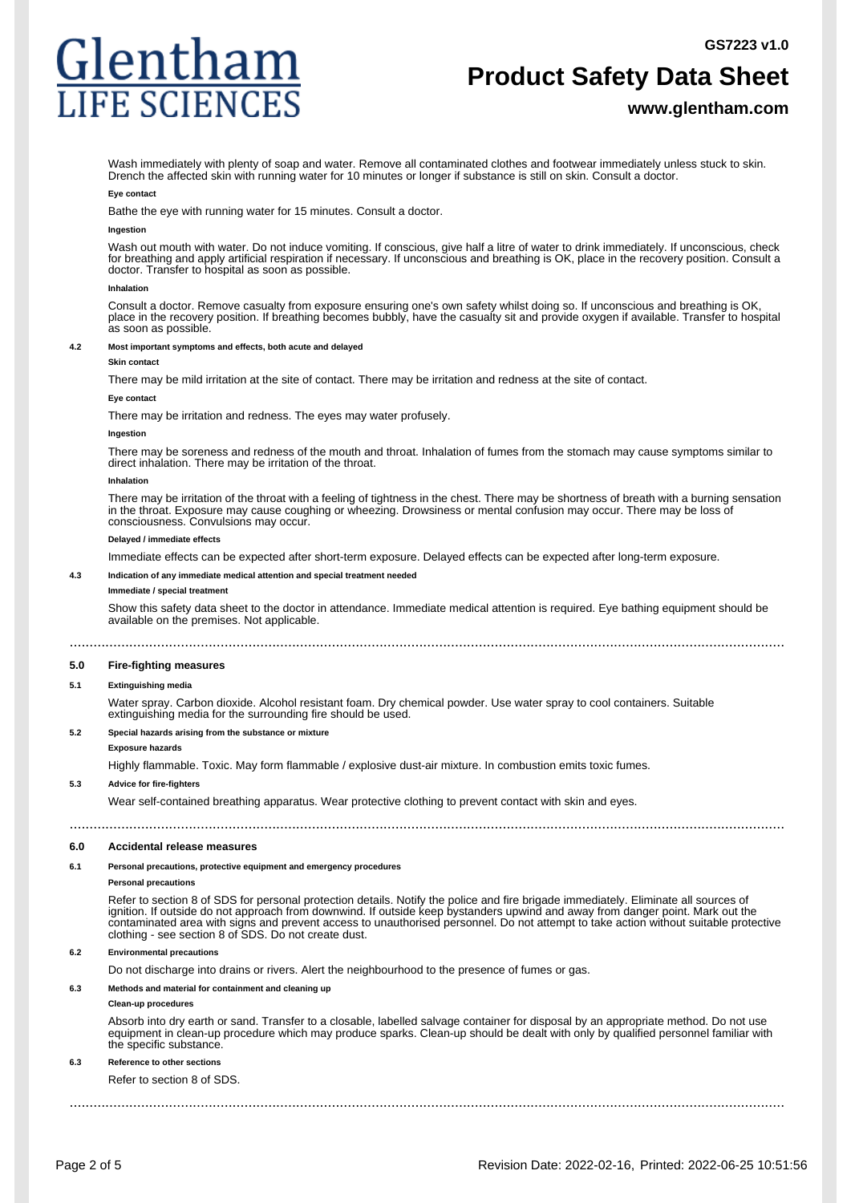Wash immediately with plenty of soap and water. Remove all contaminated clothes and footwear immediately unless stuck to skin. Drench the affected skin with running water for 10 minutes or longer if substance is still on skin. Consult a doctor.

**Eye contact**

Bathe the eye with running water for 15 minutes. Consult a doctor.

**Ingestion**

Wash out mouth with water. Do not induce vomiting. If conscious, give half a litre of water to drink immediately. If unconscious, check for breathing and apply artificial respiration if necessary. If unconscious and breathing is OK, place in the recovery position. Consult a doctor. Transfer to hospital as soon as possible.

**Inhalation**

Consult a doctor. Remove casualty from exposure ensuring one's own safety whilst doing so. If unconscious and breathing is OK, place in the recovery position. If breathing becomes bubbly, have the casualty sit and provide oxygen if available. Transfer to hospital as soon as possible.

### 4.2 Most important symptoms and effects, both acute and delayed

**Skin contact**

There may be mild irritation at the site of contact. There may be irritation and redness at the site of contact.

**Eye contact**

There may be irritation and redness. The eyes may water profusely.

**Ingestion**

There may be soreness and redness of the mouth and throat. Inhalation of fumes from the stomach may cause symptoms similar to direct inhalation. There may be irritation of the throat.

**Inhalation**

There may be irritation of the throat with a feeling of tightness in the chest. There may be shortness of breath with a burning sensation in the throat. Exposure may cause coughing or wheezing. Drowsiness or mental confusion may occur. There may be loss of consciousness. Convulsions may occur.

**Delayed / immediate effects**

Immediate effects can be expected after short-term exposure. Delayed effects can be expected after long-term exposure.

### 4.3 Indication of any immediate medical attention and special treatment needed

**Immediate / special treatment**

Show this safety data sheet to the doctor in attendance. Immediate medical attention is required. Eye bathing equipment should be available on the premises. Not applicable.

## 5.0 Fire-fighting measures

### 5.1 Extinguishing media

Water spray. Carbon dioxide. Alcohol resistant foam. Dry chemical powder. Use water spray to cool containers. Suitable extinguishing media for the surrounding fire should be used.

### 5.2 Special hazards arising from the substance or mixture

**Exposure hazards**

Highly flammable. Toxic. May form flammable / explosive dust-air mixture. In combustion emits toxic fumes.

### 5.3 Advice for fire-fighters

Wear self-contained breathing apparatus. Wear protective clothing to prevent contact with skin and eyes.

## 6.0 Accidental release measures

### 6.1 Personal precautions, protective equipment and emergency procedures

**Personal precautions**

Refer to section 8 of SDS for personal protection details. Notify the police and fire brigade immediately. Eliminate all sources of ignition. If outside do not approach from downwind. If outside keep bystanders upwind and away from danger point. Mark out the contaminated area with signs and prevent access to unauthorised personnel. Do not attempt to take action without suitable protective clothing - see section 8 of SDS. Do not create dust.

### 6.2 Environmental precautions

Do not discharge into drains or rivers. Alert the neighbourhood to the presence of fumes or gas.

### 6.3 Methods and material for containment and cleaning up

**Clean-up procedures**

Absorb into dry earth or sand. Transfer to a closable, labelled salvage container for disposal by an appropriate method. Do not use equipment in clean-up procedure which may produce sparks. Clean-up should be dealt with only by qualified personnel familiar with the specific substance.

### 6.3 Reference to other sections

Refer to section 8 of SDS.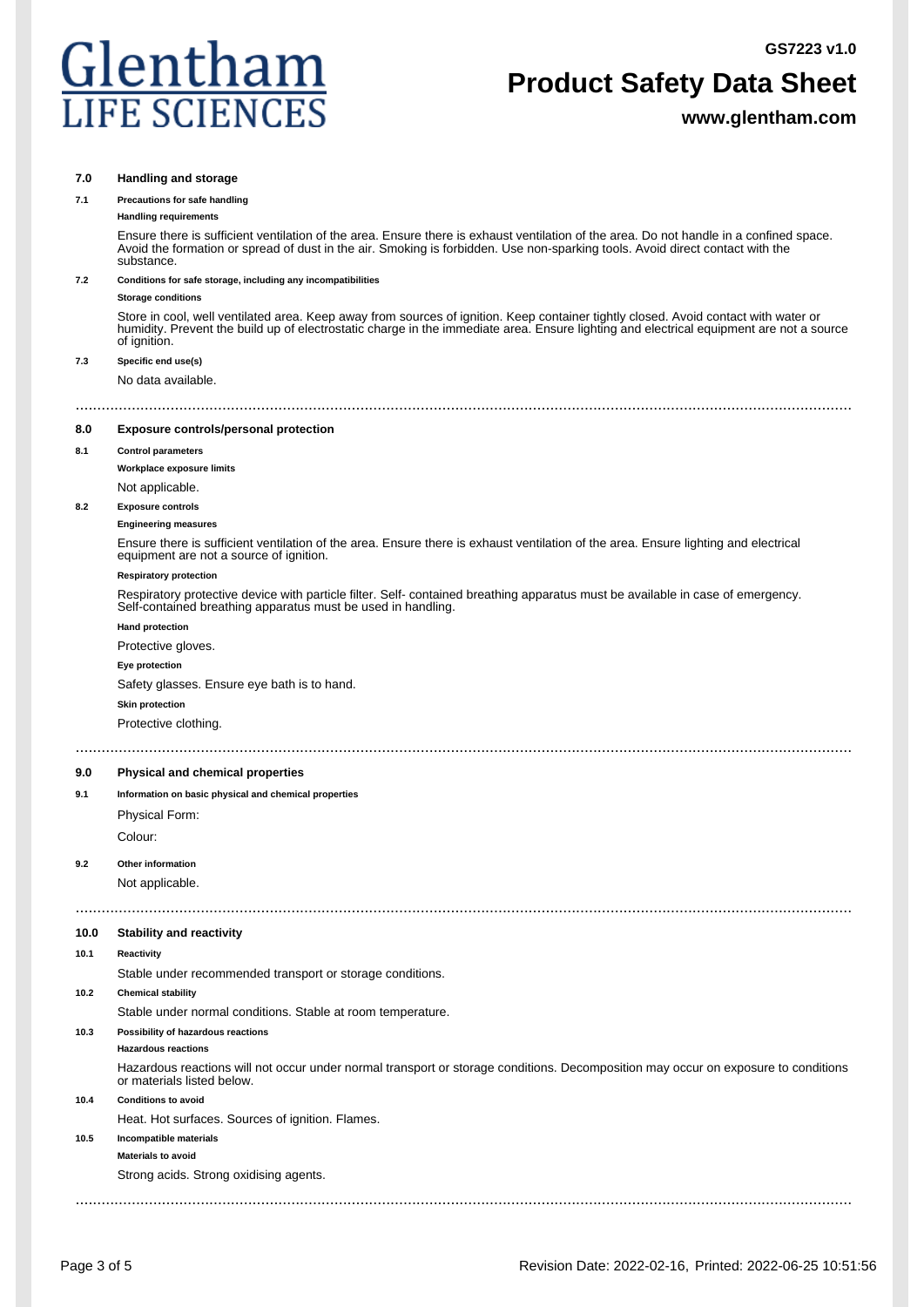## 7.0 Handling and storage

### 7.1 Precautions for safe handling

**Handling requirements**

Ensure there is sufficient ventilation of the area. Ensure there is exhaust ventilation of the area. Do not handle in a confined space. Avoid the formation or spread of dust in the air. Smoking is forbidden. Use non-sparking tools. Avoid direct contact with the substance.

### 7.2 Conditions for safe storage, including any incompatibilities

**Storage conditions**

Store in cool, well ventilated area. Keep away from sources of ignition. Keep container tightly closed. Avoid contact with water or humidity. Prevent the build up of electrostatic charge in the immediate area. Ensure lighting and electrical equipment are not a source of ignition.

### 7.3 Specific end use(s)

No data available.

---

## 8.0 Exposure controls/personal protection

### 8.1 Control parameters

**Workplace exposure limits**

Not applicable.

### 8.2 Exposure controls

**Engineering measures**

Ensure there is sufficient ventilation of the area. Ensure there is exhaust ventilation of the area. Ensure lighting and electrical equipment are not a source of ignition.

**Respiratory protection**

Respiratory protective device with particle filter. Self- contained breathing apparatus must be available in case of emergency. Self-contained breathing apparatus must be used in handling.

**Hand protection**

Protective gloves.

**Eye protection**

Safety glasses. Ensure eye bath is to hand.

**Skin protection**

Protective clothing.

---

## 9.0 Physical and chemical properties

### 9.1 Information on basic physical and chemical properties

Physical Form:

Colour:

### 9.2 Other information

Not applicable.

---

## 10.0 Stability and reactivity

### 10.1 Reactivity

Stable under recommended transport or storage conditions.

### 10.2 Chemical stability

Stable under normal conditions. Stable at room temperature.

### 10.3 Possibility of hazardous reactions

**Hazardous reactions**

Hazardous reactions will not occur under normal transport or storage conditions. Decomposition may occur on exposure to conditions or materials listed below.

### 10.4 Conditions to avoid

Heat. Hot surfaces. Sources of ignition. Flames.

### 10.5 Incompatible materials

**Materials to avoid**

Strong acids. Strong oxidising agents.

---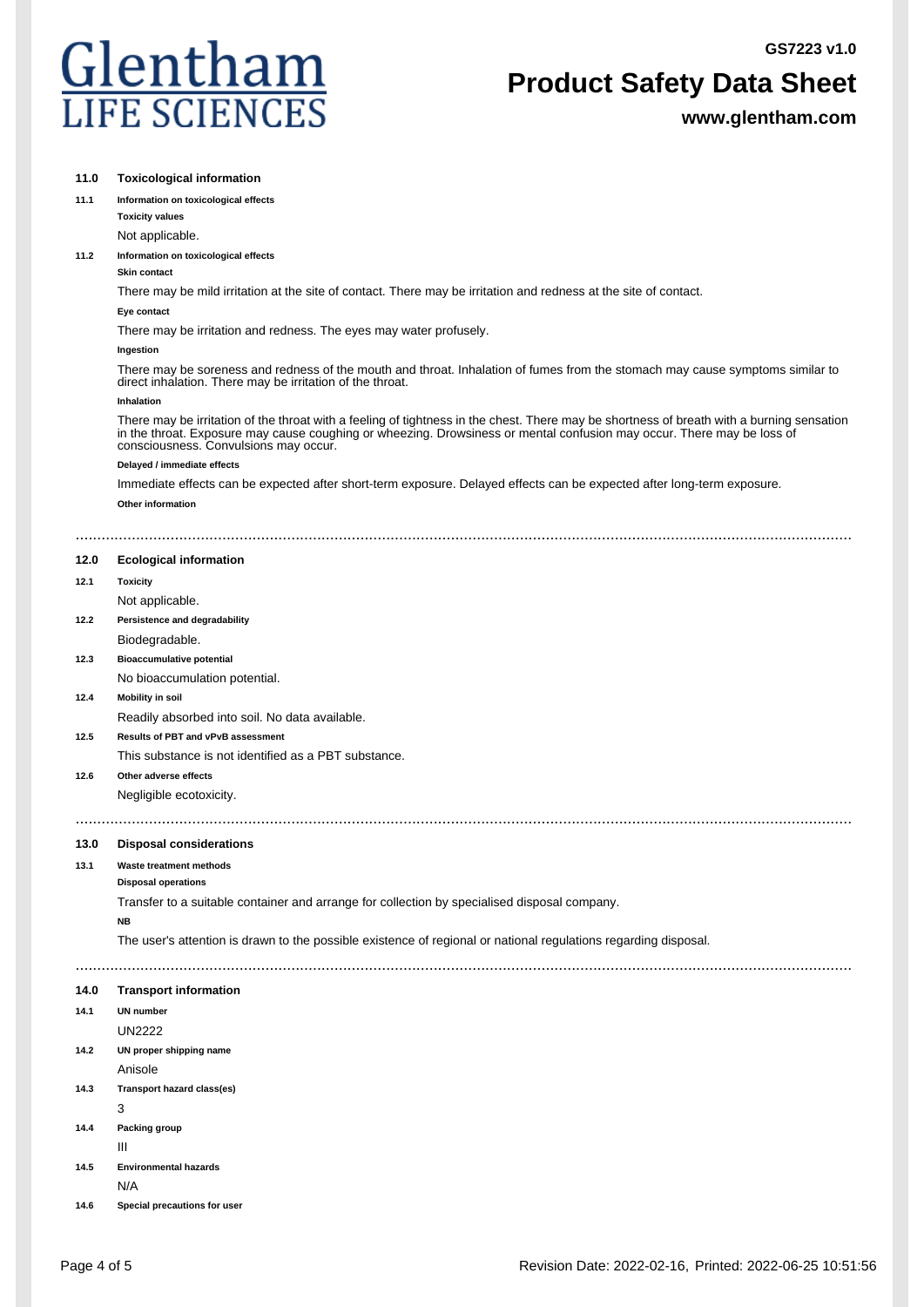## 11.0 Toxicological information

**11.1 Information on toxicological effects**

**Toxicity values**

Not applicable.

**11.2 Information on toxicological effects**

**Skin contact**

There may be mild irritation at the site of contact. There may be irritation and redness at the site of contact.

**Eye contact**

There may be irritation and redness. The eyes may water profusely.

**Ingestion**

There may be soreness and redness of the mouth and throat. Inhalation of fumes from the stomach may cause symptoms similar to direct inhalation. There may be irritation of the throat.

**Inhalation**

There may be irritation of the throat with a feeling of tightness in the chest. There may be shortness of breath with a burning sensation in the throat. Exposure may cause coughing or wheezing. Drowsiness or mental confusion may occur. There may be loss of consciousness. Convulsions may occur.

**Delayed / immediate effects**

Immediate effects can be expected after short-term exposure. Delayed effects can be expected after long-term exposure.

**Other information**

## 12.0 Ecological information

**12.1 Toxicity**

Not applicable.

**12.2 Persistence and degradability**

Biodegradable.

**12.3 Bioaccumulative potential**

No bioaccumulation potential.

**12.4 Mobility in soil**

Readily absorbed into soil. No data available.

**12.5 Results of PBT and vPvB assessment**

This substance is not identified as a PBT substance.

**12.6 Other adverse effects**

Negligible ecotoxicity.

## 13.0 Disposal considerations

**13.1 Waste treatment methods**

**Disposal operations**

Transfer to a suitable container and arrange for collection by specialised disposal company.

**NB**

The user's attention is drawn to the possible existence of regional or national regulations regarding disposal.

## 14.0 Transport information

**14.1 UN number**

UN2222

**14.2 UN proper shipping name**

Anisole

**14.3 Transport hazard class(es)**

3

**14.4 Packing group**

III

**14.5 Environmental hazards**

N/A

**14.6 Special precautions for user**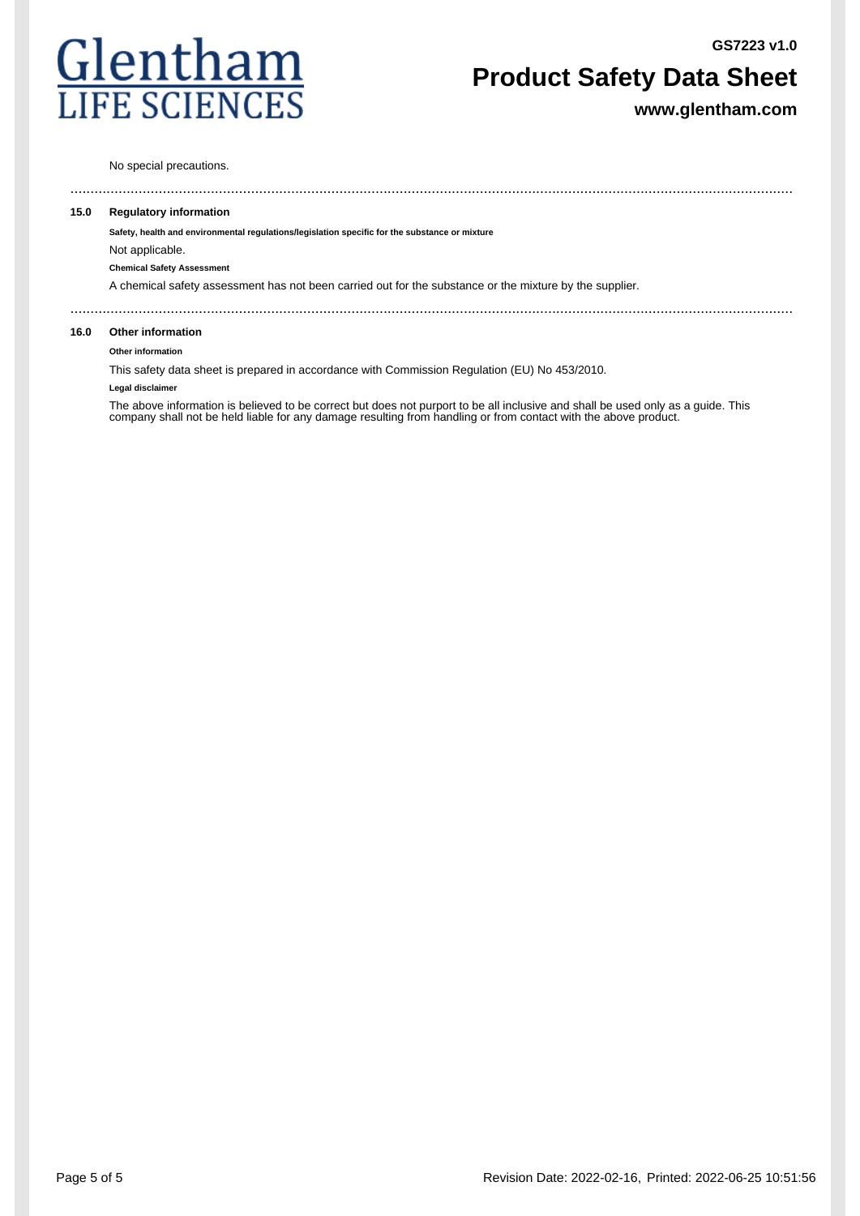No special precautions.

## 15.0 Regulatory information

**Safety, health and environmental regulations/legislation specific for the substance or mixture**

Not applicable.

**Chemical Safety Assessment**

A chemical safety assessment has not been carried out for the substance or the mixture by the supplier.

## 16.0 Other information

**Other information**

This safety data sheet is prepared in accordance with Commission Regulation (EU) No 453/2010.

**Legal disclaimer**

The above information is believed to be correct but does not purport to be all inclusive and shall be used only as a guide. This company shall not be held liable for any damage resulting from handling or from contact with the above product.

Revision Date: 2022-02-16, Printed: 2022-06-25 10:51:56